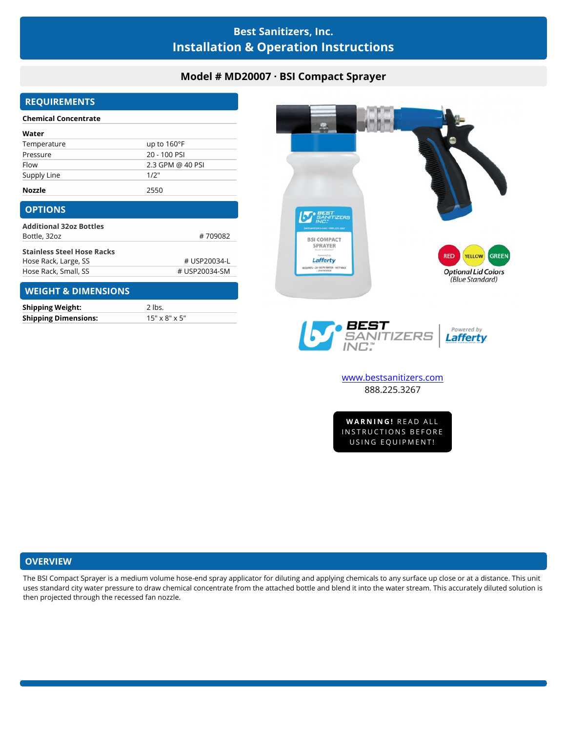# Best Sanitizers, Inc.
# Installation & Operation Instructions

## Model # MD20007 · BSI Compact Sprayer

## REQUIREMENTS

**Chemical Concentrate**

| **Water** | |
|---|---|
| Temperature | up to 160°F |
| Pressure | 20 - 100 PSI |
| Flow | 2.3 GPM @ 40 PSI |
| Supply Line | 1/2" |
| **Nozzle** | 2550 |

## OPTIONS

| **Additional 32oz Bottles** | |
|---|---|
| Bottle, 32oz | # 709082 |
| **Stainless Steel Hose Racks** | |
| Hose Rack, Large, SS | # USP20034-L |
| Hose Rack, Small, SS | # USP20034-SM |

## WEIGHT & DIMENSIONS

| | |
|---|---|
| **Shipping Weight:** | 2 lbs. |
| **Shipping Dimensions:** | 15" x 8" x 5" |

RED YELLOW GREEN

*Optional Lid Colors (Blue Standard)*

BEST SANITIZERS INC.™ | Powered by Lafferty

www.bestsanitizers.com
888.225.3267

**WARNING!** READ ALL INSTRUCTIONS BEFORE USING EQUIPMENT!

## OVERVIEW

The BSI Compact Sprayer is a medium volume hose-end spray applicator for diluting and applying chemicals to any surface up close or at a distance. This unit uses standard city water pressure to draw chemical concentrate from the attached bottle and blend it into the water stream. This accurately diluted solution is then projected through the recessed fan nozzle.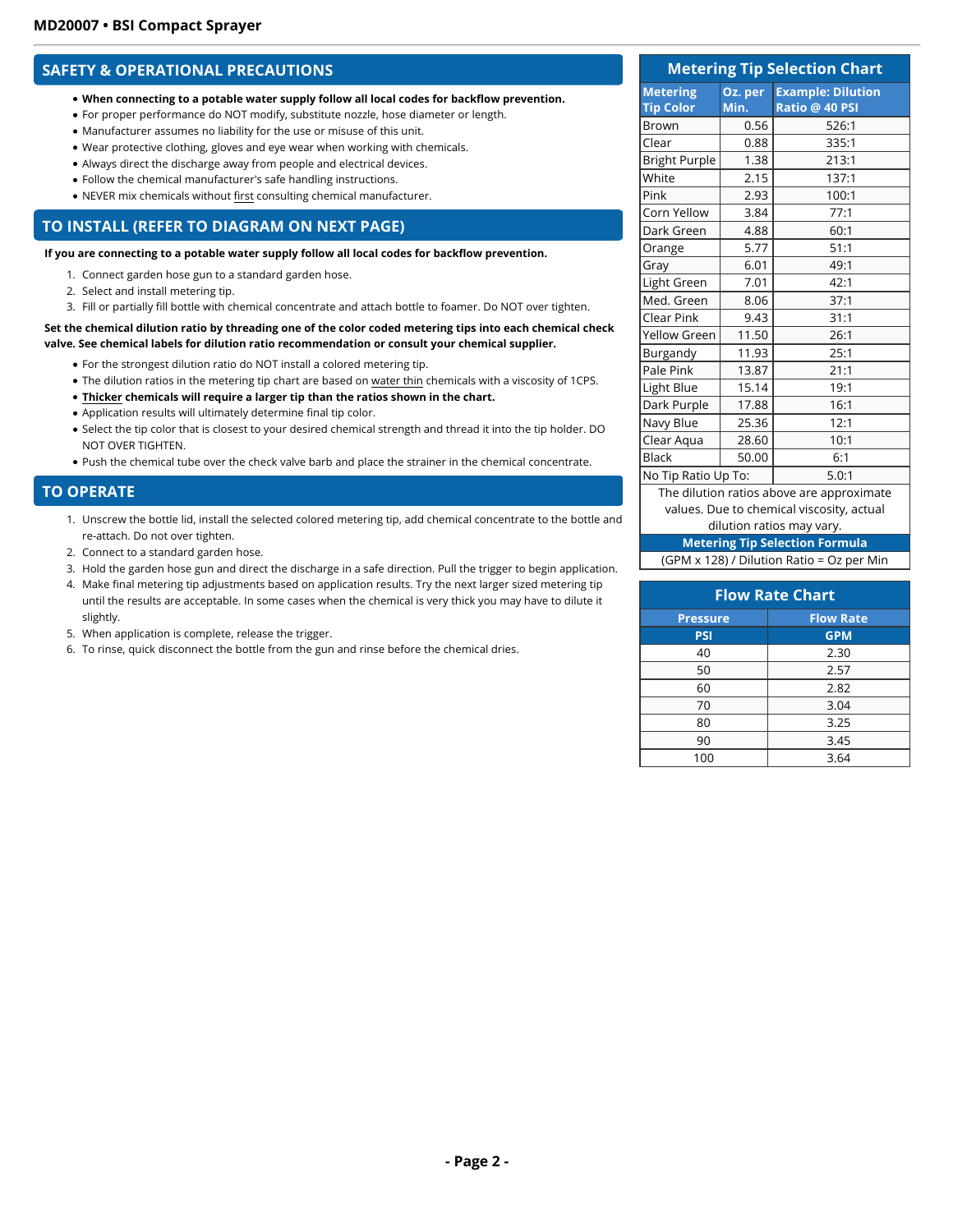## SAFETY & OPERATIONAL PRECAUTIONS

- **When connecting to a potable water supply follow all local codes for backflow prevention.**
- For proper performance do NOT modify, substitute nozzle, hose diameter or length.
- Manufacturer assumes no liability for the use or misuse of this unit.
- Wear protective clothing, gloves and eye wear when working with chemicals.
- Always direct the discharge away from people and electrical devices.
- Follow the chemical manufacturer's safe handling instructions.
- NEVER mix chemicals without first consulting chemical manufacturer.

## TO INSTALL (REFER TO DIAGRAM ON NEXT PAGE)

**If you are connecting to a potable water supply follow all local codes for backflow prevention.**

1. Connect garden hose gun to a standard garden hose.
2. Select and install metering tip.
3. Fill or partially fill bottle with chemical concentrate and attach bottle to foamer. Do NOT over tighten.

**Set the chemical dilution ratio by threading one of the color coded metering tips into each chemical check valve. See chemical labels for dilution ratio recommendation or consult your chemical supplier.**

- For the strongest dilution ratio do NOT install a colored metering tip.
- The dilution ratios in the metering tip chart are based on water thin chemicals with a viscosity of 1CPS.
- **Thicker chemicals will require a larger tip than the ratios shown in the chart.**
- Application results will ultimately determine final tip color.
- Select the tip color that is closest to your desired chemical strength and thread it into the tip holder. DO NOT OVER TIGHTEN.
- Push the chemical tube over the check valve barb and place the strainer in the chemical concentrate.

## TO OPERATE

1. Unscrew the bottle lid, install the selected colored metering tip, add chemical concentrate to the bottle and re-attach. Do not over tighten.
2. Connect to a standard garden hose.
3. Hold the garden hose gun and direct the discharge in a safe direction. Pull the trigger to begin application.
4. Make final metering tip adjustments based on application results. Try the next larger sized metering tip until the results are acceptable. In some cases when the chemical is very thick you may have to dilute it slightly.
5. When application is complete, release the trigger.
6. To rinse, quick disconnect the bottle from the gun and rinse before the chemical dries.

## Metering Tip Selection Chart

| Metering Tip Color | Oz. per Min. | Example: Dilution Ratio @ 40 PSI |
|---|---|---|
| Brown | 0.56 | 526:1 |
| Clear | 0.88 | 335:1 |
| Bright Purple | 1.38 | 213:1 |
| White | 2.15 | 137:1 |
| Pink | 2.93 | 100:1 |
| Corn Yellow | 3.84 | 77:1 |
| Dark Green | 4.88 | 60:1 |
| Orange | 5.77 | 51:1 |
| Gray | 6.01 | 49:1 |
| Light Green | 7.01 | 42:1 |
| Med. Green | 8.06 | 37:1 |
| Clear Pink | 9.43 | 31:1 |
| Yellow Green | 11.50 | 26:1 |
| Burgandy | 11.93 | 25:1 |
| Pale Pink | 13.87 | 21:1 |
| Light Blue | 15.14 | 19:1 |
| Dark Purple | 17.88 | 16:1 |
| Navy Blue | 25.36 | 12:1 |
| Clear Aqua | 28.60 | 10:1 |
| Black | 50.00 | 6:1 |
| No Tip Ratio Up To: | | 5.0:1 |

The dilution ratios above are approximate values. Due to chemical viscosity, actual dilution ratios may vary.

**Metering Tip Selection Formula**

(GPM x 128) / Dilution Ratio = Oz per Min

## Flow Rate Chart

| Pressure | Flow Rate |
|---|---|
| PSI | GPM |
| 40 | 2.30 |
| 50 | 2.57 |
| 60 | 2.82 |
| 70 | 3.04 |
| 80 | 3.25 |
| 90 | 3.45 |
| 100 | 3.64 |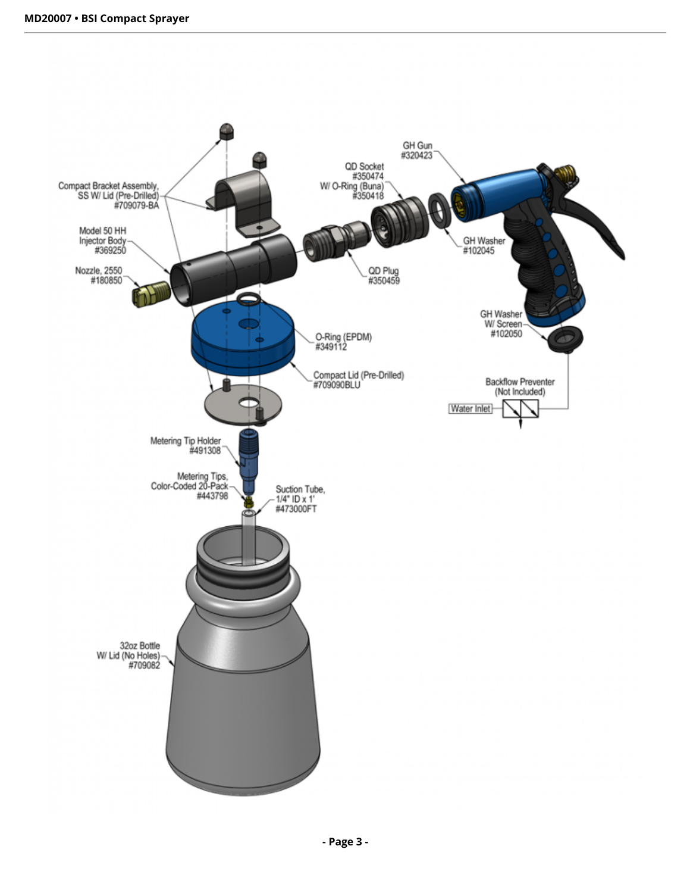Compact Bracket Assembly, SS W/ Lid (Pre-Drilled) #709079-BA

Model 50 HH Injector Body #369250

Nozzle, 2550 #180850

QD Socket #350474 W/ O-Ring (Buna) #350418

QD Plug #350459

GH Gun #320423

GH Washer #102045

GH Washer W/ Screen #102050

O-Ring (EPDM) #349112

Compact Lid (Pre-Drilled) #709090BLU

Backflow Preventer (Not Included)

Water Inlet

Metering Tip Holder #491308

Metering Tips, Color-Coded 20-Pack #443798

Suction Tube, 1/4" ID x 1' #473000FT

32oz Bottle W/ Lid (No Holes) #709082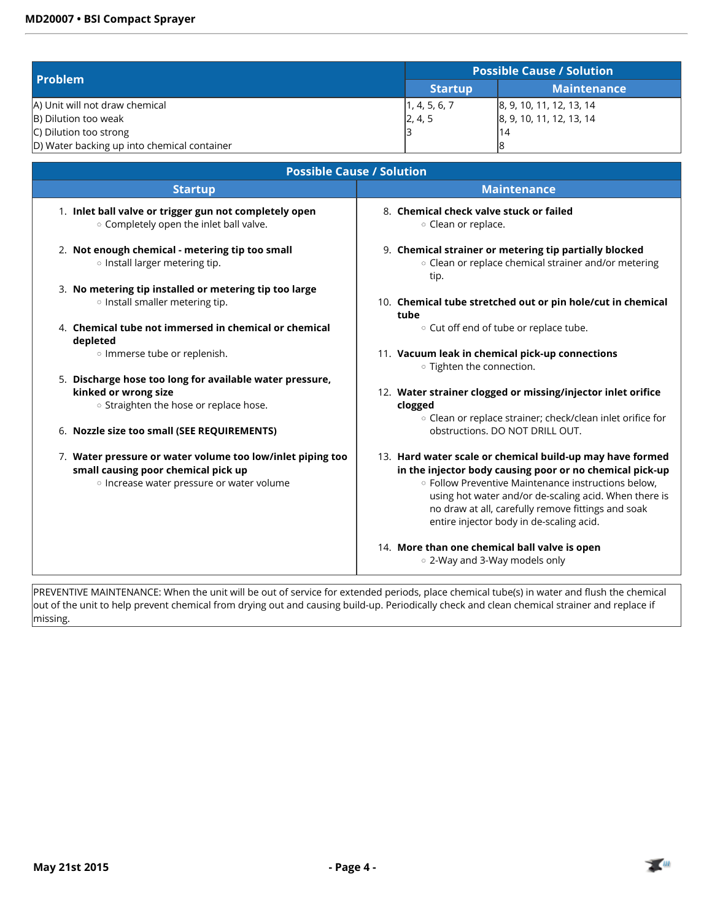| Problem | Possible Cause / Solution | |
|---|---|---|
| | **Startup** | **Maintenance** |
| A) Unit will not draw chemical | 1, 4, 5, 6, 7 | 8, 9, 10, 11, 12, 13, 14 |
| B) Dilution too weak | 2, 4, 5 | 8, 9, 10, 11, 12, 13, 14 |
| C) Dilution too strong | 3 | 14 |
| D) Water backing up into chemical container | | 8 |

## Possible Cause / Solution

### Startup

1. **Inlet ball valve or trigger gun not completely open**
   - Completely open the inlet ball valve.
2. **Not enough chemical - metering tip too small**
   - Install larger metering tip.
3. **No metering tip installed or metering tip too large**
   - Install smaller metering tip.
4. **Chemical tube not immersed in chemical or chemical depleted**
   - Immerse tube or replenish.
5. **Discharge hose too long for available water pressure, kinked or wrong size**
   - Straighten the hose or replace hose.
6. **Nozzle size too small (SEE REQUIREMENTS)**
7. **Water pressure or water volume too low/inlet piping too small causing poor chemical pick up**
   - Increase water pressure or water volume

### Maintenance

8. **Chemical check valve stuck or failed**
   - Clean or replace.
9. **Chemical strainer or metering tip partially blocked**
   - Clean or replace chemical strainer and/or metering tip.
10. **Chemical tube stretched out or pin hole/cut in chemical tube**
    - Cut off end of tube or replace tube.
11. **Vacuum leak in chemical pick-up connections**
    - Tighten the connection.
12. **Water strainer clogged or missing/injector inlet orifice clogged**
    - Clean or replace strainer; check/clean inlet orifice for obstructions. DO NOT DRILL OUT.
13. **Hard water scale or chemical build-up may have formed in the injector body causing poor or no chemical pick-up**
    - Follow Preventive Maintenance instructions below, using hot water and/or de-scaling acid. When there is no draw at all, carefully remove fittings and soak entire injector body in de-scaling acid.
14. **More than one chemical ball valve is open**
    - 2-Way and 3-Way models only

PREVENTIVE MAINTENANCE: When the unit will be out of service for extended periods, place chemical tube(s) in water and flush the chemical out of the unit to help prevent chemical from drying out and causing build-up. Periodically check and clean chemical strainer and replace if missing.